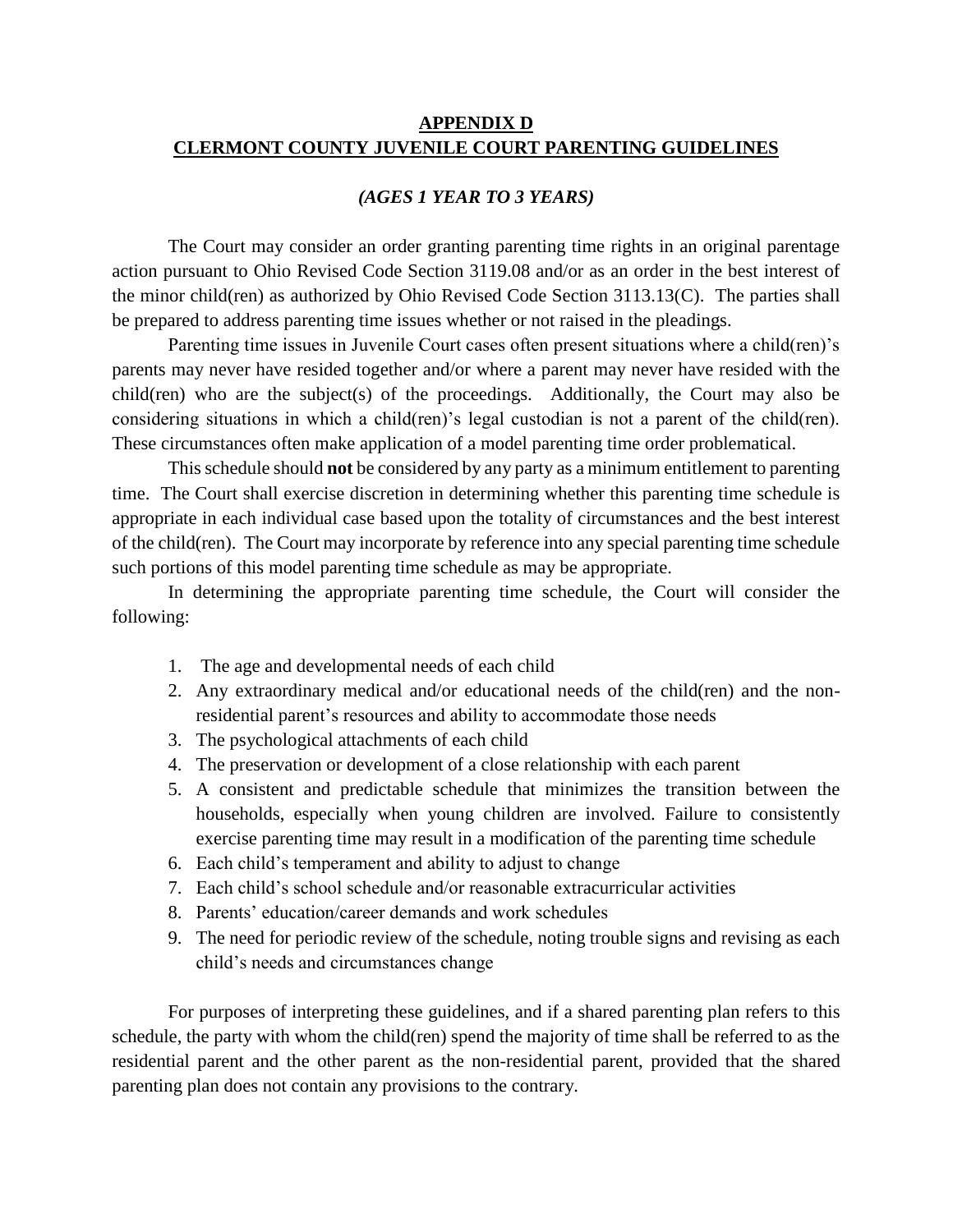# APPENDIX D
# CLERMONT COUNTY JUVENILE COURT PARENTING GUIDELINES

***(AGES 1 YEAR TO 3 YEARS)***

The Court may consider an order granting parenting time rights in an original parentage action pursuant to Ohio Revised Code Section 3119.08 and/or as an order in the best interest of the minor child(ren) as authorized by Ohio Revised Code Section 3113.13(C). The parties shall be prepared to address parenting time issues whether or not raised in the pleadings.

Parenting time issues in Juvenile Court cases often present situations where a child(ren)'s parents may never have resided together and/or where a parent may never have resided with the child(ren) who are the subject(s) of the proceedings. Additionally, the Court may also be considering situations in which a child(ren)'s legal custodian is not a parent of the child(ren). These circumstances often make application of a model parenting time order problematical.

This schedule should **not** be considered by any party as a minimum entitlement to parenting time. The Court shall exercise discretion in determining whether this parenting time schedule is appropriate in each individual case based upon the totality of circumstances and the best interest of the child(ren). The Court may incorporate by reference into any special parenting time schedule such portions of this model parenting time schedule as may be appropriate.

In determining the appropriate parenting time schedule, the Court will consider the following:

1. The age and developmental needs of each child
2. Any extraordinary medical and/or educational needs of the child(ren) and the non-residential parent's resources and ability to accommodate those needs
3. The psychological attachments of each child
4. The preservation or development of a close relationship with each parent
5. A consistent and predictable schedule that minimizes the transition between the households, especially when young children are involved. Failure to consistently exercise parenting time may result in a modification of the parenting time schedule
6. Each child's temperament and ability to adjust to change
7. Each child's school schedule and/or reasonable extracurricular activities
8. Parents' education/career demands and work schedules
9. The need for periodic review of the schedule, noting trouble signs and revising as each child's needs and circumstances change

For purposes of interpreting these guidelines, and if a shared parenting plan refers to this schedule, the party with whom the child(ren) spend the majority of time shall be referred to as the residential parent and the other parent as the non-residential parent, provided that the shared parenting plan does not contain any provisions to the contrary.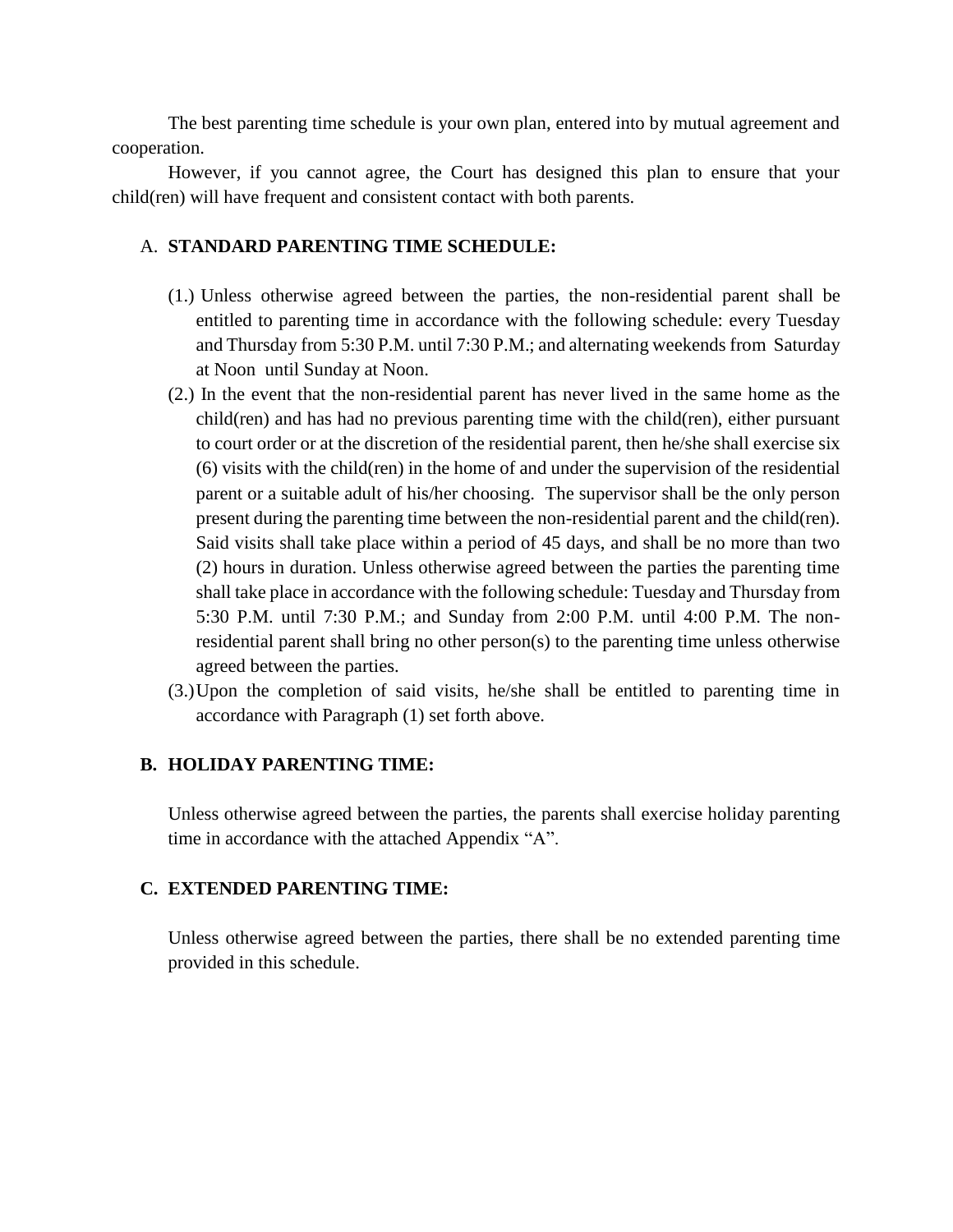The best parenting time schedule is your own plan, entered into by mutual agreement and cooperation.

However, if you cannot agree, the Court has designed this plan to ensure that your child(ren) will have frequent and consistent contact with both parents.

A. **STANDARD PARENTING TIME SCHEDULE:**

(1.) Unless otherwise agreed between the parties, the non-residential parent shall be entitled to parenting time in accordance with the following schedule: every Tuesday and Thursday from 5:30 P.M. until 7:30 P.M.; and alternating weekends from Saturday at Noon until Sunday at Noon.

(2.) In the event that the non-residential parent has never lived in the same home as the child(ren) and has had no previous parenting time with the child(ren), either pursuant to court order or at the discretion of the residential parent, then he/she shall exercise six (6) visits with the child(ren) in the home of and under the supervision of the residential parent or a suitable adult of his/her choosing. The supervisor shall be the only person present during the parenting time between the non-residential parent and the child(ren). Said visits shall take place within a period of 45 days, and shall be no more than two (2) hours in duration. Unless otherwise agreed between the parties the parenting time shall take place in accordance with the following schedule: Tuesday and Thursday from 5:30 P.M. until 7:30 P.M.; and Sunday from 2:00 P.M. until 4:00 P.M. The non-residential parent shall bring no other person(s) to the parenting time unless otherwise agreed between the parties.

(3.) Upon the completion of said visits, he/she shall be entitled to parenting time in accordance with Paragraph (1) set forth above.

**B. HOLIDAY PARENTING TIME:**

Unless otherwise agreed between the parties, the parents shall exercise holiday parenting time in accordance with the attached Appendix "A".

**C. EXTENDED PARENTING TIME:**

Unless otherwise agreed between the parties, there shall be no extended parenting time provided in this schedule.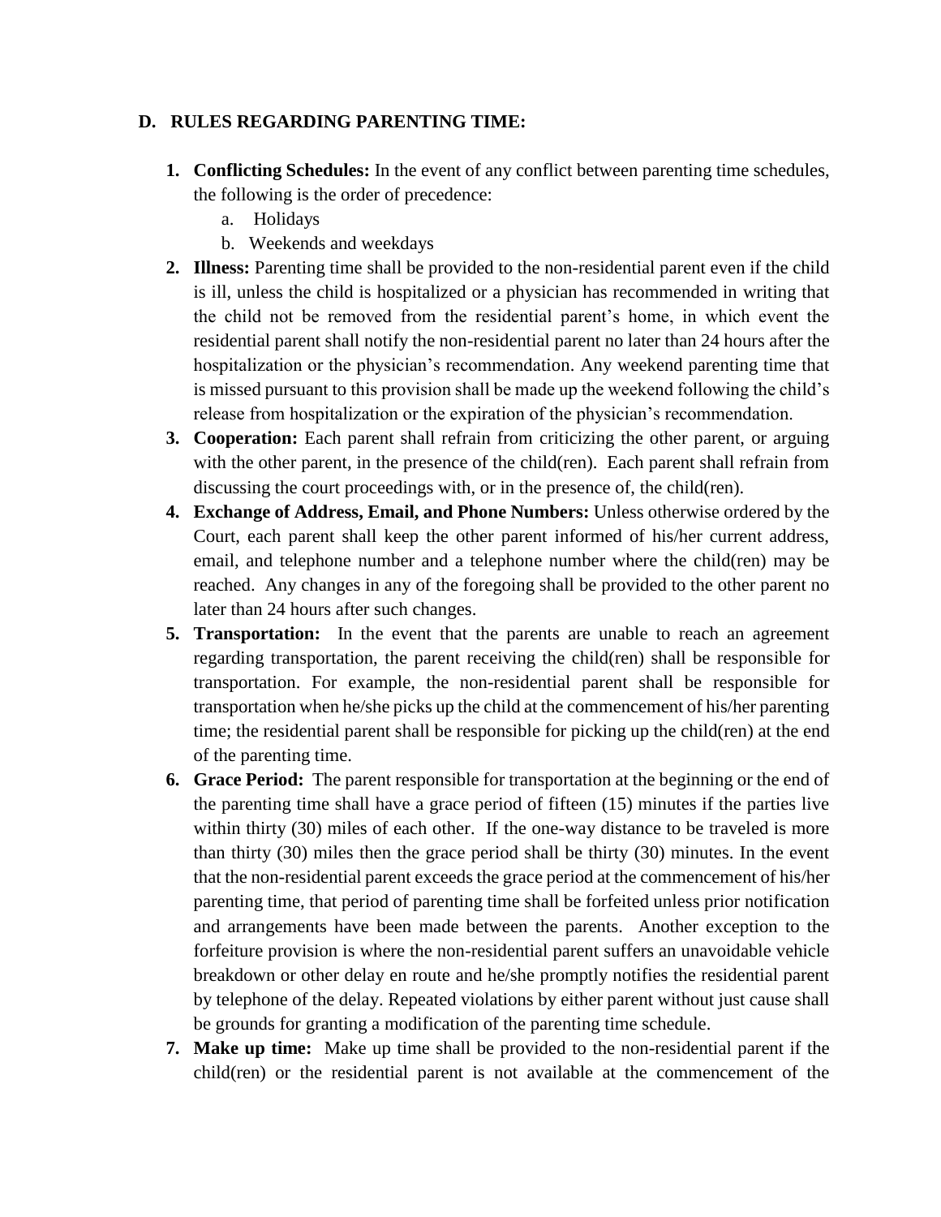## D. RULES REGARDING PARENTING TIME:

1. **Conflicting Schedules:** In the event of any conflict between parenting time schedules, the following is the order of precedence:
   a. Holidays
   b. Weekends and weekdays
2. **Illness:** Parenting time shall be provided to the non-residential parent even if the child is ill, unless the child is hospitalized or a physician has recommended in writing that the child not be removed from the residential parent's home, in which event the residential parent shall notify the non-residential parent no later than 24 hours after the hospitalization or the physician's recommendation. Any weekend parenting time that is missed pursuant to this provision shall be made up the weekend following the child's release from hospitalization or the expiration of the physician's recommendation.
3. **Cooperation:** Each parent shall refrain from criticizing the other parent, or arguing with the other parent, in the presence of the child(ren). Each parent shall refrain from discussing the court proceedings with, or in the presence of, the child(ren).
4. **Exchange of Address, Email, and Phone Numbers:** Unless otherwise ordered by the Court, each parent shall keep the other parent informed of his/her current address, email, and telephone number and a telephone number where the child(ren) may be reached. Any changes in any of the foregoing shall be provided to the other parent no later than 24 hours after such changes.
5. **Transportation:** In the event that the parents are unable to reach an agreement regarding transportation, the parent receiving the child(ren) shall be responsible for transportation. For example, the non-residential parent shall be responsible for transportation when he/she picks up the child at the commencement of his/her parenting time; the residential parent shall be responsible for picking up the child(ren) at the end of the parenting time.
6. **Grace Period:** The parent responsible for transportation at the beginning or the end of the parenting time shall have a grace period of fifteen (15) minutes if the parties live within thirty (30) miles of each other. If the one-way distance to be traveled is more than thirty (30) miles then the grace period shall be thirty (30) minutes. In the event that the non-residential parent exceeds the grace period at the commencement of his/her parenting time, that period of parenting time shall be forfeited unless prior notification and arrangements have been made between the parents. Another exception to the forfeiture provision is where the non-residential parent suffers an unavoidable vehicle breakdown or other delay en route and he/she promptly notifies the residential parent by telephone of the delay. Repeated violations by either parent without just cause shall be grounds for granting a modification of the parenting time schedule.
7. **Make up time:** Make up time shall be provided to the non-residential parent if the child(ren) or the residential parent is not available at the commencement of the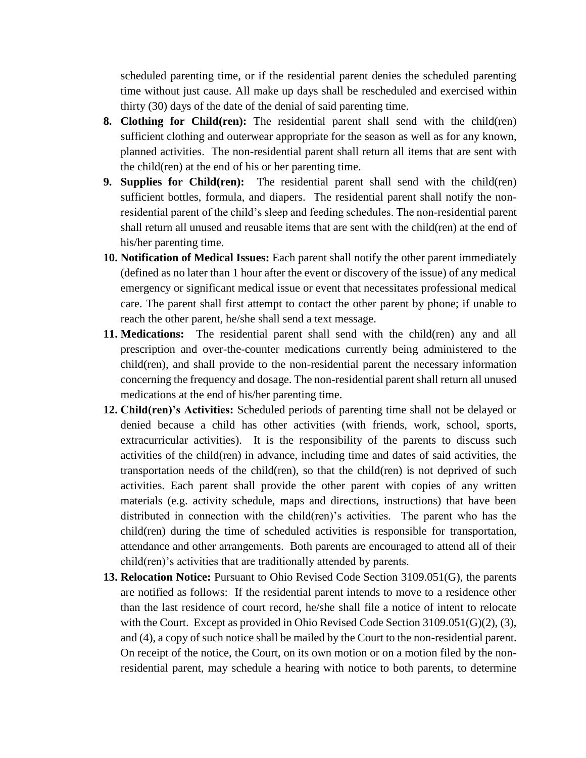scheduled parenting time, or if the residential parent denies the scheduled parenting time without just cause. All make up days shall be rescheduled and exercised within thirty (30) days of the date of the denial of said parenting time.

8. **Clothing for Child(ren):** The residential parent shall send with the child(ren) sufficient clothing and outerwear appropriate for the season as well as for any known, planned activities. The non-residential parent shall return all items that are sent with the child(ren) at the end of his or her parenting time.
9. **Supplies for Child(ren):** The residential parent shall send with the child(ren) sufficient bottles, formula, and diapers. The residential parent shall notify the non-residential parent of the child's sleep and feeding schedules. The non-residential parent shall return all unused and reusable items that are sent with the child(ren) at the end of his/her parenting time.
10. **Notification of Medical Issues:** Each parent shall notify the other parent immediately (defined as no later than 1 hour after the event or discovery of the issue) of any medical emergency or significant medical issue or event that necessitates professional medical care. The parent shall first attempt to contact the other parent by phone; if unable to reach the other parent, he/she shall send a text message.
11. **Medications:** The residential parent shall send with the child(ren) any and all prescription and over-the-counter medications currently being administered to the child(ren), and shall provide to the non-residential parent the necessary information concerning the frequency and dosage. The non-residential parent shall return all unused medications at the end of his/her parenting time.
12. **Child(ren)'s Activities:** Scheduled periods of parenting time shall not be delayed or denied because a child has other activities (with friends, work, school, sports, extracurricular activities). It is the responsibility of the parents to discuss such activities of the child(ren) in advance, including time and dates of said activities, the transportation needs of the child(ren), so that the child(ren) is not deprived of such activities. Each parent shall provide the other parent with copies of any written materials (e.g. activity schedule, maps and directions, instructions) that have been distributed in connection with the child(ren)'s activities. The parent who has the child(ren) during the time of scheduled activities is responsible for transportation, attendance and other arrangements. Both parents are encouraged to attend all of their child(ren)'s activities that are traditionally attended by parents.
13. **Relocation Notice:** Pursuant to Ohio Revised Code Section 3109.051(G), the parents are notified as follows: If the residential parent intends to move to a residence other than the last residence of court record, he/she shall file a notice of intent to relocate with the Court. Except as provided in Ohio Revised Code Section 3109.051(G)(2), (3), and (4), a copy of such notice shall be mailed by the Court to the non-residential parent. On receipt of the notice, the Court, on its own motion or on a motion filed by the non-residential parent, may schedule a hearing with notice to both parents, to determine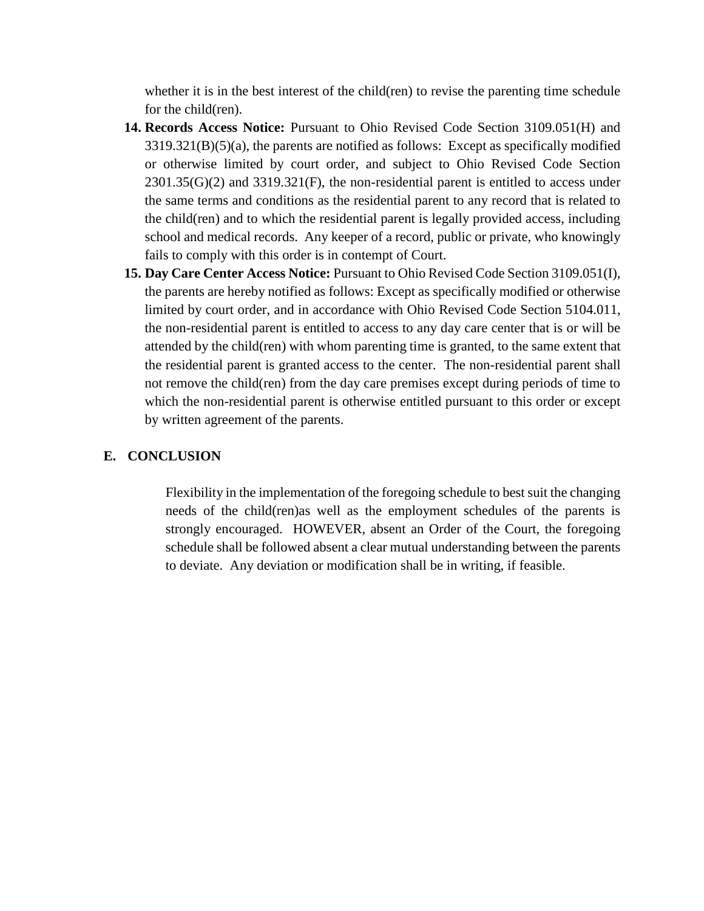whether it is in the best interest of the child(ren) to revise the parenting time schedule for the child(ren).

14. **Records Access Notice:** Pursuant to Ohio Revised Code Section 3109.051(H) and 3319.321(B)(5)(a), the parents are notified as follows: Except as specifically modified or otherwise limited by court order, and subject to Ohio Revised Code Section 2301.35(G)(2) and 3319.321(F), the non-residential parent is entitled to access under the same terms and conditions as the residential parent to any record that is related to the child(ren) and to which the residential parent is legally provided access, including school and medical records. Any keeper of a record, public or private, who knowingly fails to comply with this order is in contempt of Court.
15. **Day Care Center Access Notice:** Pursuant to Ohio Revised Code Section 3109.051(I), the parents are hereby notified as follows: Except as specifically modified or otherwise limited by court order, and in accordance with Ohio Revised Code Section 5104.011, the non-residential parent is entitled to access to any day care center that is or will be attended by the child(ren) with whom parenting time is granted, to the same extent that the residential parent is granted access to the center. The non-residential parent shall not remove the child(ren) from the day care premises except during periods of time to which the non-residential parent is otherwise entitled pursuant to this order or except by written agreement of the parents.

## E. CONCLUSION

Flexibility in the implementation of the foregoing schedule to best suit the changing needs of the child(ren)as well as the employment schedules of the parents is strongly encouraged. HOWEVER, absent an Order of the Court, the foregoing schedule shall be followed absent a clear mutual understanding between the parents to deviate. Any deviation or modification shall be in writing, if feasible.